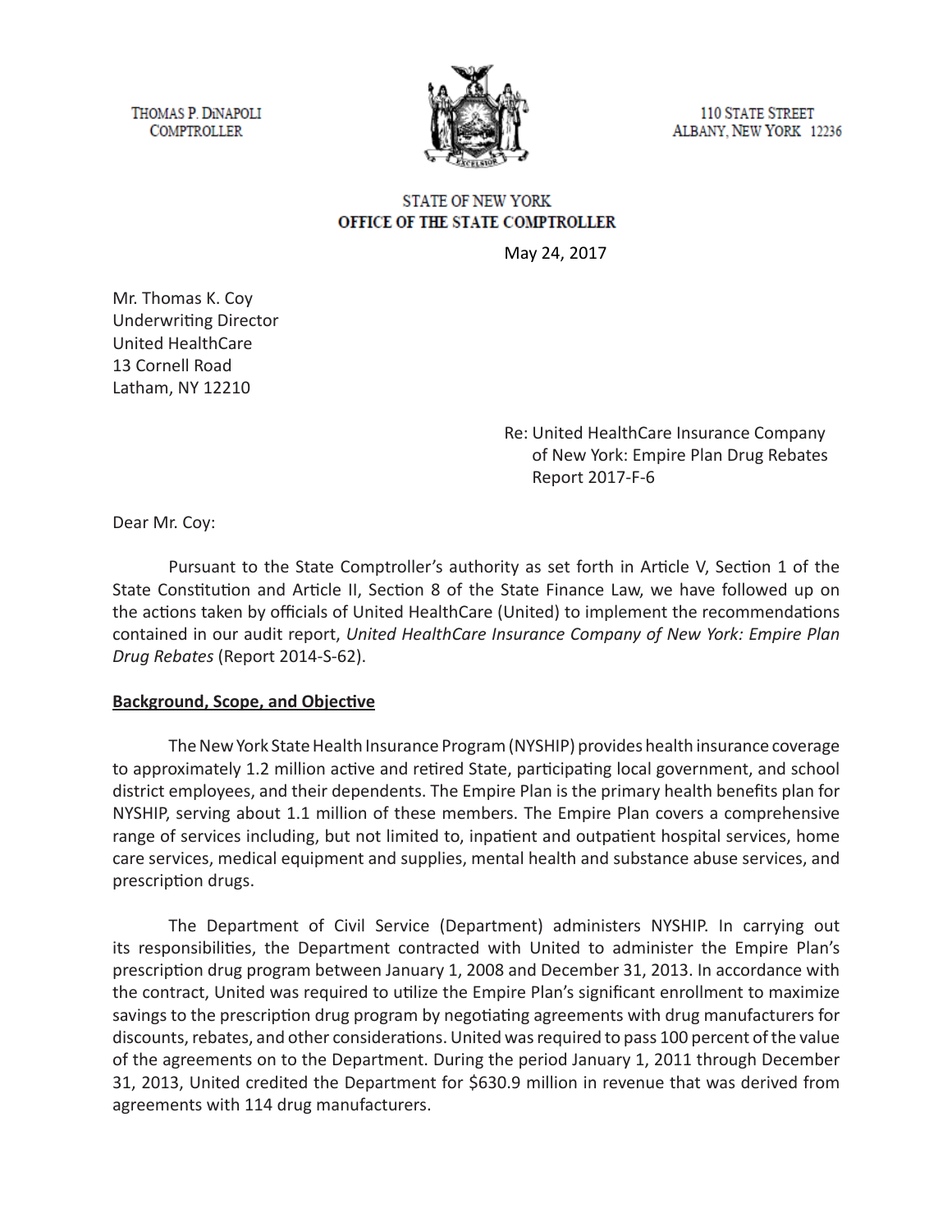THOMAS P. DiNAPOLI
COMPTROLLER

110 STATE STREET
ALBANY, NEW YORK 12236

STATE OF NEW YORK
**OFFICE OF THE STATE COMPTROLLER**

May 24, 2017

Mr. Thomas K. Coy
Underwriting Director
United HealthCare
13 Cornell Road
Latham, NY 12210

Re: United HealthCare Insurance Company of New York: Empire Plan Drug Rebates
Report 2017-F-6

Dear Mr. Coy:

Pursuant to the State Comptroller's authority as set forth in Article V, Section 1 of the State Constitution and Article II, Section 8 of the State Finance Law, we have followed up on the actions taken by officials of United HealthCare (United) to implement the recommendations contained in our audit report, *United HealthCare Insurance Company of New York: Empire Plan Drug Rebates* (Report 2014-S-62).

## Background, Scope, and Objective

The New York State Health Insurance Program (NYSHIP) provides health insurance coverage to approximately 1.2 million active and retired State, participating local government, and school district employees, and their dependents. The Empire Plan is the primary health benefits plan for NYSHIP, serving about 1.1 million of these members. The Empire Plan covers a comprehensive range of services including, but not limited to, inpatient and outpatient hospital services, home care services, medical equipment and supplies, mental health and substance abuse services, and prescription drugs.

The Department of Civil Service (Department) administers NYSHIP. In carrying out its responsibilities, the Department contracted with United to administer the Empire Plan's prescription drug program between January 1, 2008 and December 31, 2013. In accordance with the contract, United was required to utilize the Empire Plan's significant enrollment to maximize savings to the prescription drug program by negotiating agreements with drug manufacturers for discounts, rebates, and other considerations. United was required to pass 100 percent of the value of the agreements on to the Department. During the period January 1, 2011 through December 31, 2013, United credited the Department for $630.9 million in revenue that was derived from agreements with 114 drug manufacturers.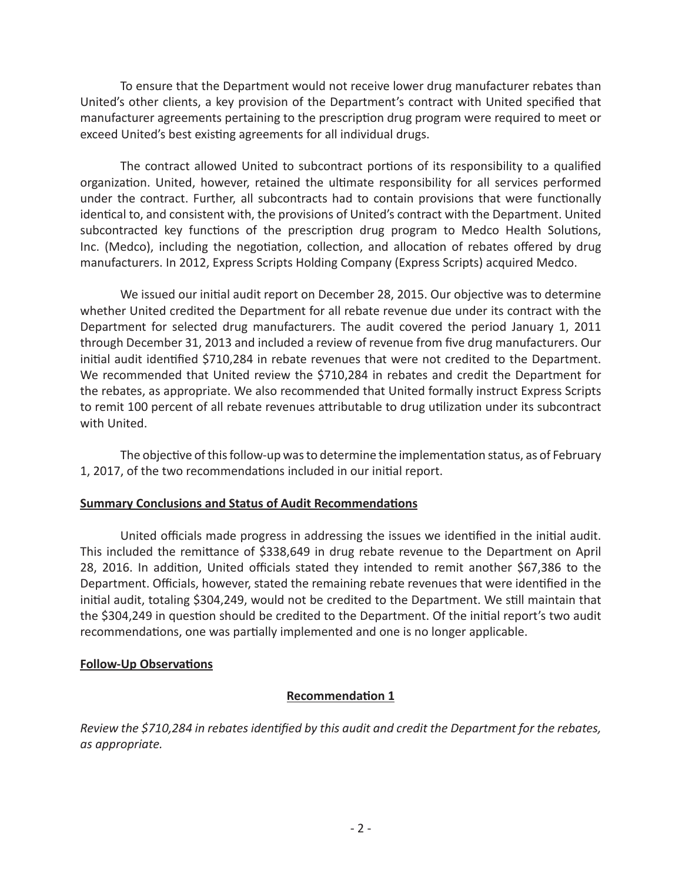To ensure that the Department would not receive lower drug manufacturer rebates than United's other clients, a key provision of the Department's contract with United specified that manufacturer agreements pertaining to the prescription drug program were required to meet or exceed United's best existing agreements for all individual drugs.

The contract allowed United to subcontract portions of its responsibility to a qualified organization. United, however, retained the ultimate responsibility for all services performed under the contract. Further, all subcontracts had to contain provisions that were functionally identical to, and consistent with, the provisions of United's contract with the Department. United subcontracted key functions of the prescription drug program to Medco Health Solutions, Inc. (Medco), including the negotiation, collection, and allocation of rebates offered by drug manufacturers. In 2012, Express Scripts Holding Company (Express Scripts) acquired Medco.

We issued our initial audit report on December 28, 2015. Our objective was to determine whether United credited the Department for all rebate revenue due under its contract with the Department for selected drug manufacturers. The audit covered the period January 1, 2011 through December 31, 2013 and included a review of revenue from five drug manufacturers. Our initial audit identified $710,284 in rebate revenues that were not credited to the Department. We recommended that United review the $710,284 in rebates and credit the Department for the rebates, as appropriate. We also recommended that United formally instruct Express Scripts to remit 100 percent of all rebate revenues attributable to drug utilization under its subcontract with United.

The objective of this follow-up was to determine the implementation status, as of February 1, 2017, of the two recommendations included in our initial report.

## Summary Conclusions and Status of Audit Recommendations

United officials made progress in addressing the issues we identified in the initial audit. This included the remittance of $338,649 in drug rebate revenue to the Department on April 28, 2016. In addition, United officials stated they intended to remit another $67,386 to the Department. Officials, however, stated the remaining rebate revenues that were identified in the initial audit, totaling $304,249, would not be credited to the Department. We still maintain that the $304,249 in question should be credited to the Department. Of the initial report's two audit recommendations, one was partially implemented and one is no longer applicable.

## Follow-Up Observations

### Recommendation 1

*Review the $710,284 in rebates identified by this audit and credit the Department for the rebates, as appropriate.*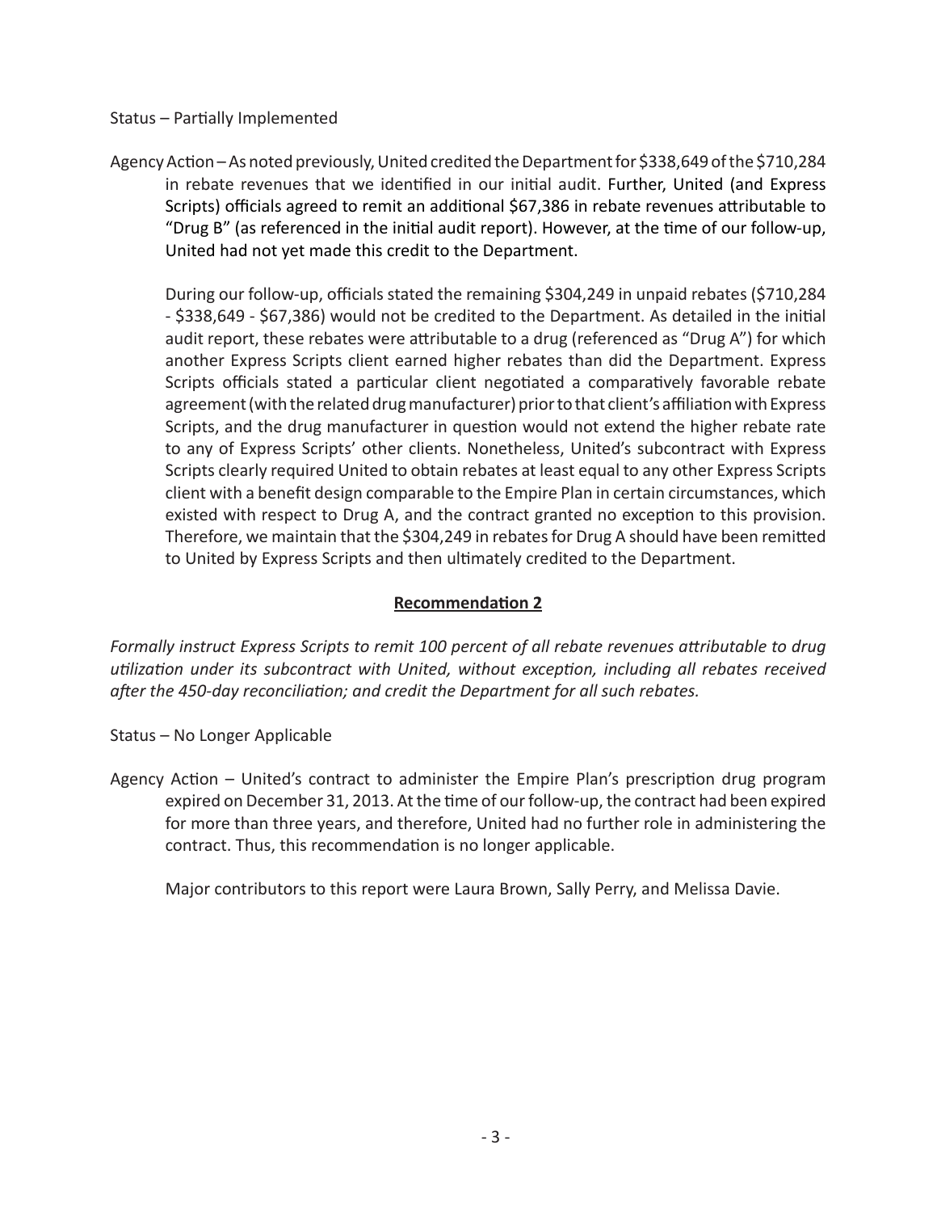Status – Partially Implemented

Agency Action – As noted previously, United credited the Department for $338,649 of the $710,284 in rebate revenues that we identified in our initial audit. Further, United (and Express Scripts) officials agreed to remit an additional $67,386 in rebate revenues attributable to "Drug B" (as referenced in the initial audit report). However, at the time of our follow-up, United had not yet made this credit to the Department.

During our follow-up, officials stated the remaining $304,249 in unpaid rebates ($710,284 - $338,649 - $67,386) would not be credited to the Department. As detailed in the initial audit report, these rebates were attributable to a drug (referenced as "Drug A") for which another Express Scripts client earned higher rebates than did the Department. Express Scripts officials stated a particular client negotiated a comparatively favorable rebate agreement (with the related drug manufacturer) prior to that client's affiliation with Express Scripts, and the drug manufacturer in question would not extend the higher rebate rate to any of Express Scripts' other clients. Nonetheless, United's subcontract with Express Scripts clearly required United to obtain rebates at least equal to any other Express Scripts client with a benefit design comparable to the Empire Plan in certain circumstances, which existed with respect to Drug A, and the contract granted no exception to this provision. Therefore, we maintain that the $304,249 in rebates for Drug A should have been remitted to United by Express Scripts and then ultimately credited to the Department.

**Recommendation 2**

*Formally instruct Express Scripts to remit 100 percent of all rebate revenues attributable to drug utilization under its subcontract with United, without exception, including all rebates received after the 450-day reconciliation; and credit the Department for all such rebates.*

Status – No Longer Applicable

Agency Action – United's contract to administer the Empire Plan's prescription drug program expired on December 31, 2013. At the time of our follow-up, the contract had been expired for more than three years, and therefore, United had no further role in administering the contract. Thus, this recommendation is no longer applicable.

Major contributors to this report were Laura Brown, Sally Perry, and Melissa Davie.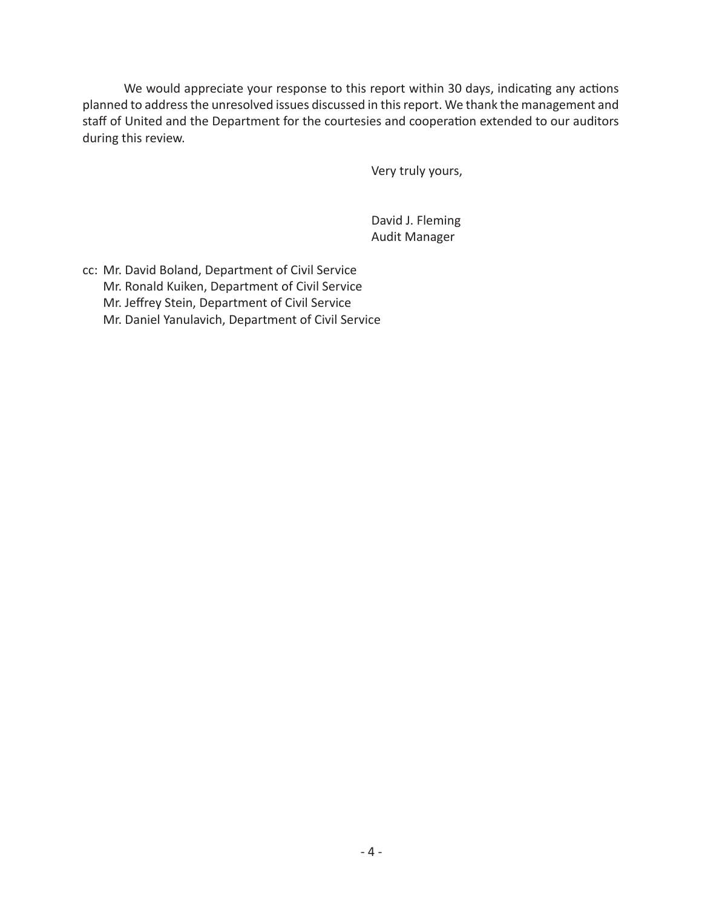We would appreciate your response to this report within 30 days, indicating any actions planned to address the unresolved issues discussed in this report. We thank the management and staff of United and the Department for the courtesies and cooperation extended to our auditors during this review.

Very truly yours,

David J. Fleming  
Audit Manager

cc: Mr. David Boland, Department of Civil Service  
Mr. Ronald Kuiken, Department of Civil Service  
Mr. Jeffrey Stein, Department of Civil Service  
Mr. Daniel Yanulavich, Department of Civil Service